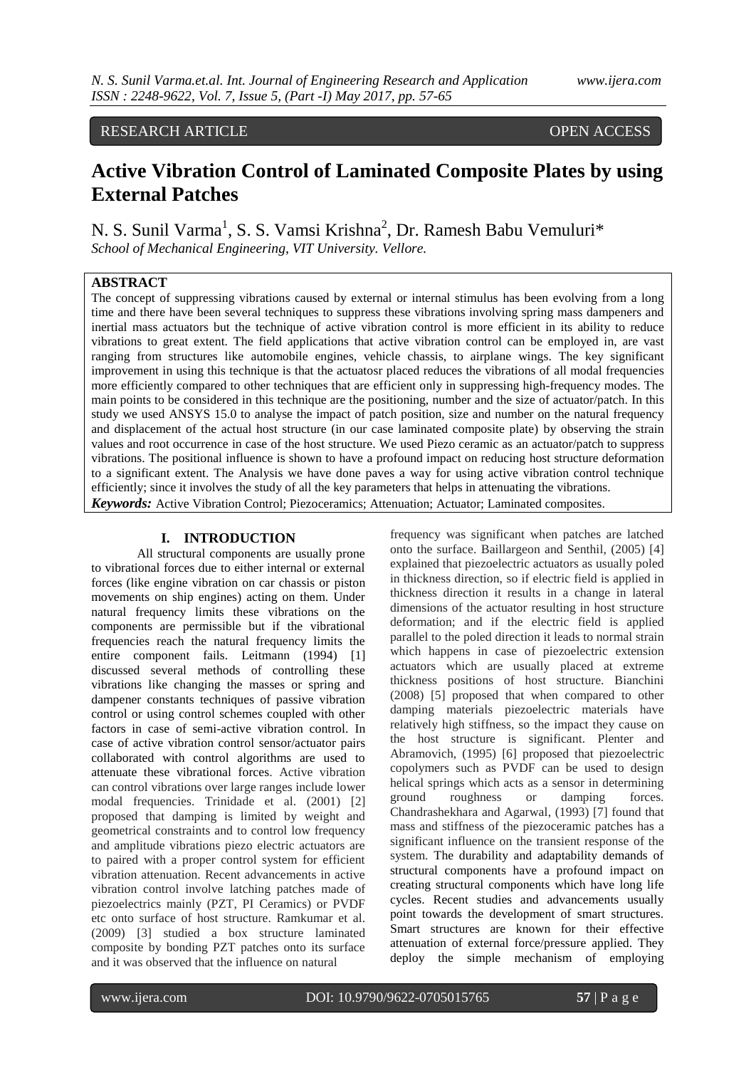RESEARCH ARTICLE OPEN ACCESS

# Active Vibration Control of Laminated Composite Plates by using External Patches

N. S. Sunil Varma[1], S. S. Vamsi Krishna[2], Dr. Ramesh Babu Vemuluri*

*School of Mechanical Engineering, VIT University. Vellore.*

## ABSTRACT

The concept of suppressing vibrations caused by external or internal stimulus has been evolving from a long time and there have been several techniques to suppress these vibrations involving spring mass dampeners and inertial mass actuators but the technique of active vibration control is more efficient in its ability to reduce vibrations to great extent. The field applications that active vibration control can be employed in, are vast ranging from structures like automobile engines, vehicle chassis, to airplane wings. The key significant improvement in using this technique is that the actuatosr placed reduces the vibrations of all modal frequencies more efficiently compared to other techniques that are efficient only in suppressing high-frequency modes. The main points to be considered in this technique are the positioning, number and the size of actuator/patch. In this study we used ANSYS 15.0 to analyse the impact of patch position, size and number on the natural frequency and displacement of the actual host structure (in our case laminated composite plate) by observing the strain values and root occurrence in case of the host structure. We used Piezo ceramic as an actuator/patch to suppress vibrations. The positional influence is shown to have a profound impact on reducing host structure deformation to a significant extent. The Analysis we have done paves a way for using active vibration control technique efficiently; since it involves the study of all the key parameters that helps in attenuating the vibrations.

***Keywords:*** Active Vibration Control; Piezoceramics; Attenuation; Actuator; Laminated composites.

## I. INTRODUCTION

All structural components are usually prone to vibrational forces due to either internal or external forces (like engine vibration on car chassis or piston movements on ship engines) acting on them. Under natural frequency limits these vibrations on the components are permissible but if the vibrational frequencies reach the natural frequency limits the entire component fails. Leitmann (1994) [1] discussed several methods of controlling these vibrations like changing the masses or spring and dampener constants techniques of passive vibration control or using control schemes coupled with other factors in case of semi-active vibration control. In case of active vibration control sensor/actuator pairs collaborated with control algorithms are used to attenuate these vibrational forces. Active vibration can control vibrations over large ranges include lower modal frequencies. Trinidade et al. (2001) [2] proposed that damping is limited by weight and geometrical constraints and to control low frequency and amplitude vibrations piezo electric actuators are to paired with a proper control system for efficient vibration attenuation. Recent advancements in active vibration control involve latching patches made of piezoelectrics mainly (PZT, PI Ceramics) or PVDF etc onto surface of host structure. Ramkumar et al. (2009) [3] studied a box structure laminated composite by bonding PZT patches onto its surface and it was observed that the influence on natural frequency was significant when patches are latched onto the surface. Baillargeon and Senthil, (2005) [4] explained that piezoelectric actuators as usually poled in thickness direction, so if electric field is applied in thickness direction it results in a change in lateral dimensions of the actuator resulting in host structure deformation; and if the electric field is applied parallel to the poled direction it leads to normal strain which happens in case of piezoelectric extension actuators which are usually placed at extreme thickness positions of host structure. Bianchini (2008) [5] proposed that when compared to other damping materials piezoelectric materials have relatively high stiffness, so the impact they cause on the host structure is significant. Plenter and Abramovich, (1995) [6] proposed that piezoelectric copolymers such as PVDF can be used to design helical springs which acts as a sensor in determining ground roughness or damping forces. Chandrashekhara and Agarwal, (1993) [7] found that mass and stiffness of the piezoceramic patches has a significant influence on the transient response of the system. The durability and adaptability demands of structural components have a profound impact on creating structural components which have long life cycles. Recent studies and advancements usually point towards the development of smart structures. Smart structures are known for their effective attenuation of external force/pressure applied. They deploy the simple mechanism of employing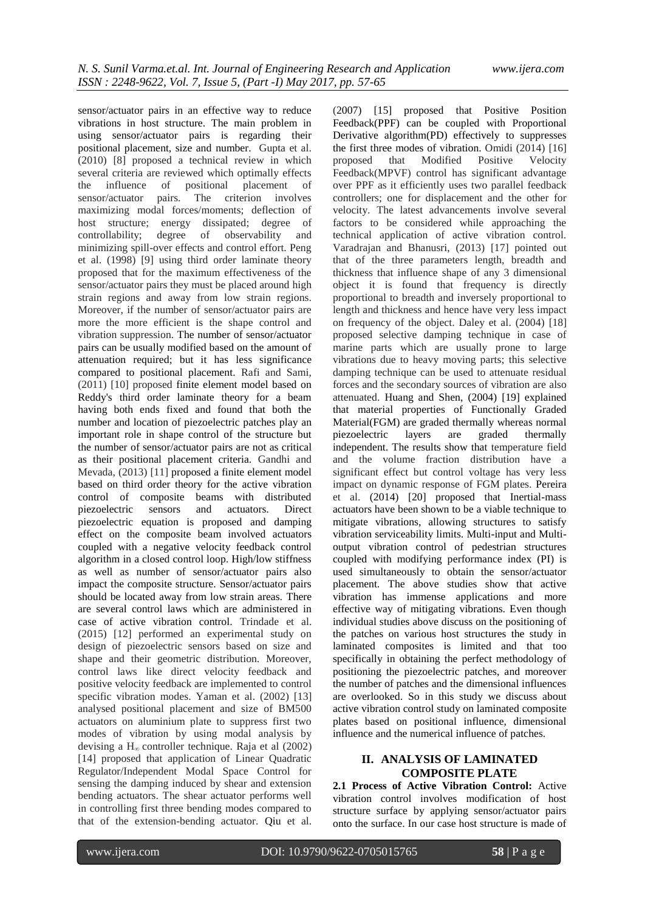sensor/actuator pairs in an effective way to reduce vibrations in host structure. The main problem in using sensor/actuator pairs is regarding their positional placement, size and number. Gupta et al. (2010) [8] proposed a technical review in which several criteria are reviewed which optimally effects the influence of positional placement of sensor/actuator pairs. The criterion involves maximizing modal forces/moments; deflection of host structure; energy dissipated; degree of controllability; degree of observability and minimizing spill-over effects and control effort. Peng et al. (1998) [9] using third order laminate theory proposed that for the maximum effectiveness of the sensor/actuator pairs they must be placed around high strain regions and away from low strain regions. Moreover, if the number of sensor/actuator pairs are more the more efficient is the shape control and vibration suppression. The number of sensor/actuator pairs can be usually modified based on the amount of attenuation required; but it has less significance compared to positional placement. Rafi and Sami, (2011) [10] proposed finite element model based on Reddy's third order laminate theory for a beam having both ends fixed and found that both the number and location of piezoelectric patches play an important role in shape control of the structure but the number of sensor/actuator pairs are not as critical as their positional placement criteria. Gandhi and Mevada, (2013) [11] proposed a finite element model based on third order theory for the active vibration control of composite beams with distributed piezoelectric sensors and actuators. Direct piezoelectric equation is proposed and damping effect on the composite beam involved actuators coupled with a negative velocity feedback control algorithm in a closed control loop. High/low stiffness as well as number of sensor/actuator pairs also impact the composite structure. Sensor/actuator pairs should be located away from low strain areas. There are several control laws which are administered in case of active vibration control. Trindade et al. (2015) [12] performed an experimental study on design of piezoelectric sensors based on size and shape and their geometric distribution. Moreover, control laws like direct velocity feedback and positive velocity feedback are implemented to control specific vibration modes. Yaman et al. (2002) [13] analysed positional placement and size of BM500 actuators on aluminium plate to suppress first two modes of vibration by using modal analysis by devising a $H_{\infty}$ controller technique. Raja et al (2002) [14] proposed that application of Linear Quadratic Regulator/Independent Modal Space Control for sensing the damping induced by shear and extension bending actuators. The shear actuator performs well in controlling first three bending modes compared to that of the extension-bending actuator. Qiu et al. (2007) [15] proposed that Positive Position Feedback(PPF) can be coupled with Proportional Derivative algorithm(PD) effectively to suppresses the first three modes of vibration. Omidi (2014) [16] proposed that Modified Positive Velocity Feedback(MPVF) control has significant advantage over PPF as it efficiently uses two parallel feedback controllers; one for displacement and the other for velocity. The latest advancements involve several factors to be considered while approaching the technical application of active vibration control. Varadrajan and Bhanusri, (2013) [17] pointed out that of the three parameters length, breadth and thickness that influence shape of any 3 dimensional object it is found that frequency is directly proportional to breadth and inversely proportional to length and thickness and hence have very less impact on frequency of the object. Daley et al. (2004) [18] proposed selective damping technique in case of marine parts which are usually prone to large vibrations due to heavy moving parts; this selective damping technique can be used to attenuate residual forces and the secondary sources of vibration are also attenuated. Huang and Shen, (2004) [19] explained that material properties of Functionally Graded Material(FGM) are graded thermally whereas normal piezoelectric layers are graded thermally independent. The results show that temperature field and the volume fraction distribution have a significant effect but control voltage has very less impact on dynamic response of FGM plates. Pereira et al. (2014) [20] proposed that Inertial-mass actuators have been shown to be a viable technique to mitigate vibrations, allowing structures to satisfy vibration serviceability limits. Multi-input and Multi-output vibration control of pedestrian structures coupled with modifying performance index (PI) is used simultaneously to obtain the sensor/actuator placement. The above studies show that active vibration has immense applications and more effective way of mitigating vibrations. Even though individual studies above discuss on the positioning of the patches on various host structures the study in laminated composites is limited and that too specifically in obtaining the perfect methodology of positioning the piezoelectric patches, and moreover the number of patches and the dimensional influences are overlooked. So in this study we discuss about active vibration control study on laminated composite plates based on positional influence, dimensional influence and the numerical influence of patches.

## II. ANALYSIS OF LAMINATED COMPOSITE PLATE

**2.1 Process of Active Vibration Control:** Active vibration control involves modification of host structure surface by applying sensor/actuator pairs onto the surface. In our case host structure is made of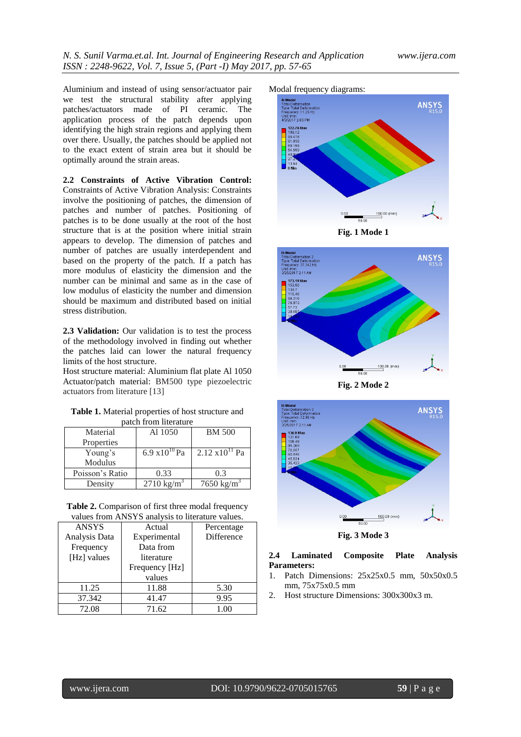Aluminium and instead of using sensor/actuator pair we test the structural stability after applying patches/actuators made of PI ceramic. The application process of the patch depends upon identifying the high strain regions and applying them over there. Usually, the patches should be applied not to the exact extent of strain area but it should be optimally around the strain areas.

**2.2 Constraints of Active Vibration Control:** Constraints of Active Vibration Analysis: Constraints involve the positioning of patches, the dimension of patches and number of patches. Positioning of patches is to be done usually at the root of the host structure that is at the position where initial strain appears to develop. The dimension of patches and number of patches are usually interdependent and based on the property of the patch. If a patch has more modulus of elasticity the dimension and the number can be minimal and same as in the case of low modulus of elasticity the number and dimension should be maximum and distributed based on initial stress distribution.

**2.3 Validation:** Our validation is to test the process of the methodology involved in finding out whether the patches laid can lower the natural frequency limits of the host structure.

Host structure material: Aluminium flat plate Al 1050

Actuator/patch material: BM500 type piezoelectric actuators from literature [13]

**Table 1.** Material properties of host structure and patch from literature

| Material Properties | Al 1050 | BM 500 |
|---|---|---|
| Young's Modulus | $6.9 \times 10^{10}$ Pa | $2.12 \times 10^{11}$ Pa |
| Poisson's Ratio | 0.33 | 0.3 |
| Density | 2710 kg/m$^3$ | 7650 kg/m$^3$ |

**Table 2.** Comparison of first three modal frequency values from ANSYS analysis to literature values.

| ANSYS Analysis Data Frequency [Hz] values | Actual Experimental Data from literature Frequency [Hz] values | Percentage Difference |
|---|---|---|
| 11.25 | 11.88 | 5.30 |
| 37.342 | 41.47 | 9.95 |
| 72.08 | 71.62 | 1.00 |

Modal frequency diagrams:

**Fig. 1 Mode 1**

**Fig. 2 Mode 2**

**Fig. 3 Mode 3**

**2.4 Laminated Composite Plate Analysis Parameters:**

1. Patch Dimensions: 25x25x0.5 mm, 50x50x0.5 mm, 75x75x0.5 mm
2. Host structure Dimensions: 300x300x3 m.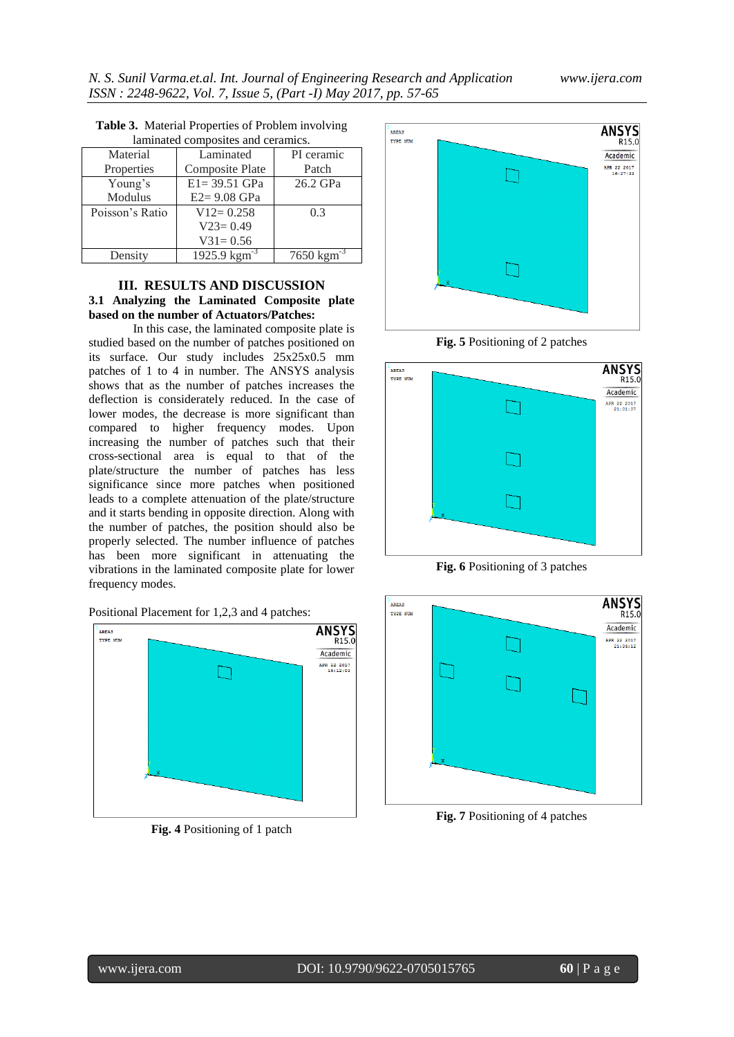**Table 3.** Material Properties of Problem involving laminated composites and ceramics.

| Material Properties | Laminated Composite Plate | PI ceramic Patch |
|---|---|---|
| Young's Modulus | E1= 39.51 GPa<br>E2= 9.08 GPa | 26.2 GPa |
| Poisson's Ratio | V12= 0.258<br>V23= 0.49<br>V31= 0.56 | 0.3 |
| Density | 1925.9 $kgm^{-3}$ | 7650 $kgm^{-3}$ |

## III. RESULTS AND DISCUSSION

### 3.1 Analyzing the Laminated Composite plate based on the number of Actuators/Patches:

In this case, the laminated composite plate is studied based on the number of patches positioned on its surface. Our study includes 25x25x0.5 mm patches of 1 to 4 in number. The ANSYS analysis shows that as the number of patches increases the deflection is considerately reduced. In the case of lower modes, the decrease is more significant than compared to higher frequency modes. Upon increasing the number of patches such that their cross-sectional area is equal to that of the plate/structure the number of patches has less significance since more patches when positioned leads to a complete attenuation of the plate/structure and it starts bending in opposite direction. Along with the number of patches, the position should also be properly selected. The number influence of patches has been more significant in attenuating the vibrations in the laminated composite plate for lower frequency modes.

Positional Placement for 1,2,3 and 4 patches:

**Fig. 4** Positioning of 1 patch

**Fig. 5** Positioning of 2 patches

**Fig. 6** Positioning of 3 patches

**Fig. 7** Positioning of 4 patches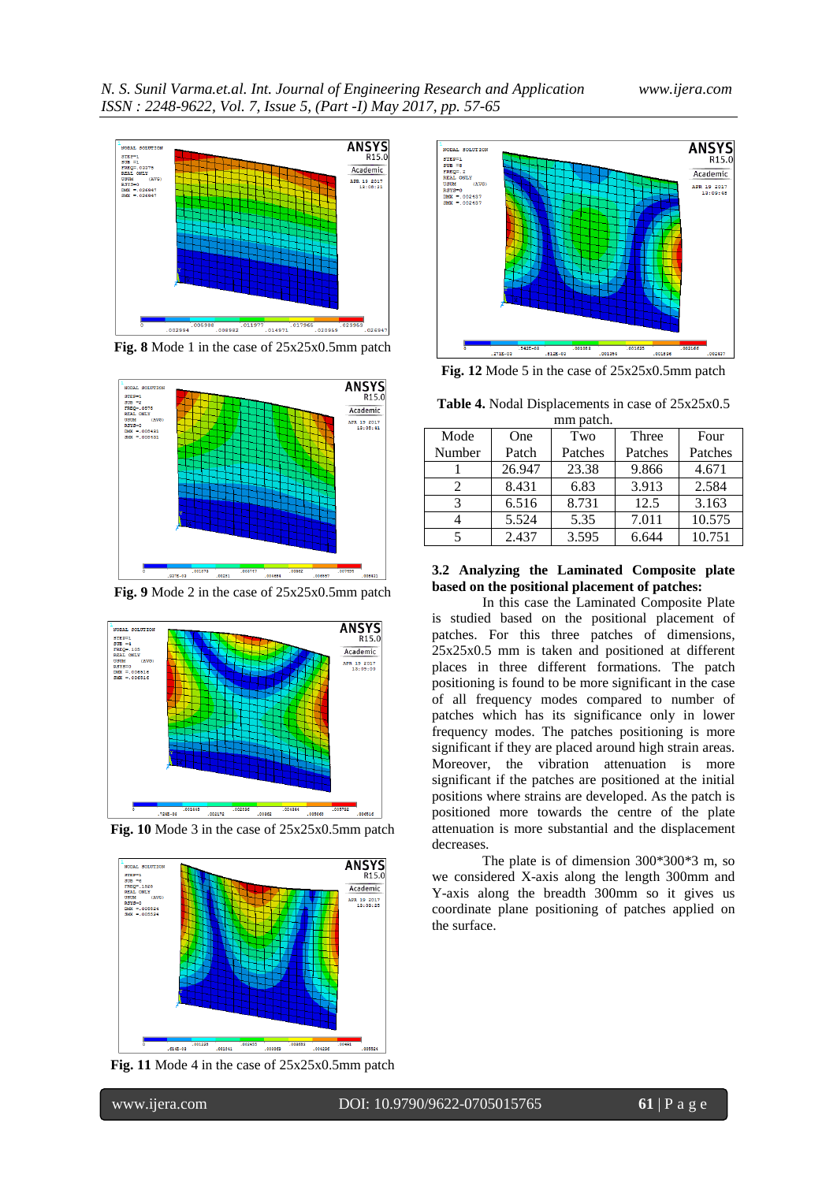Fig. 8 Mode 1 in the case of 25x25x0.5mm patch

Fig. 9 Mode 2 in the case of 25x25x0.5mm patch

Fig. 10 Mode 3 in the case of 25x25x0.5mm patch

Fig. 11 Mode 4 in the case of 25x25x0.5mm patch

Fig. 12 Mode 5 in the case of 25x25x0.5mm patch

**Table 4.** Nodal Displacements in case of 25x25x0.5 mm patch.

| Mode Number | One Patch | Two Patches | Three Patches | Four Patches |
|---|---|---|---|---|
| 1 | 26.947 | 23.38 | 9.866 | 4.671 |
| 2 | 8.431 | 6.83 | 3.913 | 2.584 |
| 3 | 6.516 | 8.731 | 12.5 | 3.163 |
| 4 | 5.524 | 5.35 | 7.011 | 10.575 |
| 5 | 2.437 | 3.595 | 6.644 | 10.751 |

### 3.2 Analyzing the Laminated Composite plate based on the positional placement of patches:

In this case the Laminated Composite Plate is studied based on the positional placement of patches. For this three patches of dimensions, 25x25x0.5 mm is taken and positioned at different places in three different formations. The patch positioning is found to be more significant in the case of all frequency modes compared to number of patches which has its significance only in lower frequency modes. The patches positioning is more significant if they are placed around high strain areas. Moreover, the vibration attenuation is more significant if the patches are positioned at the initial positions where strains are developed. As the patch is positioned more towards the centre of the plate attenuation is more substantial and the displacement decreases.

The plate is of dimension 300*300*3 m, so we considered X-axis along the length 300mm and Y-axis along the breadth 300mm so it gives us coordinate plane positioning of patches applied on the surface.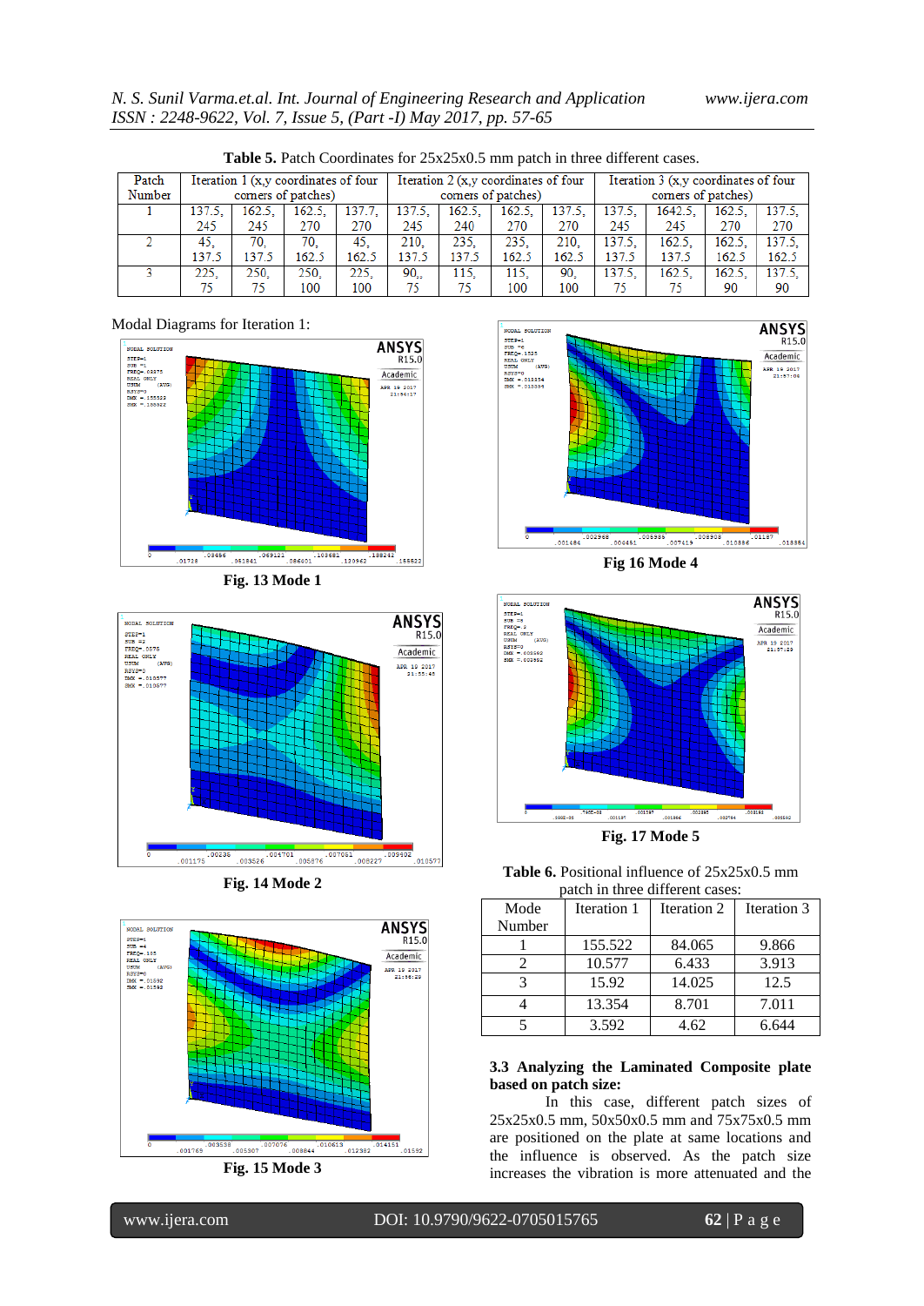**Table 5.** Patch Coordinates for 25x25x0.5 mm patch in three different cases.

| Patch Number | Iteration 1 (x,y coordinates of four corners of patches) | | | | Iteration 2 (x,y coordinates of four corners of patches) | | | | Iteration 3 (x,y coordinates of four corners of patches) | | | |
|---|---|---|---|---|---|---|---|---|---|---|---|---|
| 1 | 137.5, 245 | 162.5, 245 | 162.5, 270 | 137.7, 270 | 137.5, 245 | 162.5, 240 | 162.5, 270 | 137.5, 270 | 137.5, 245 | 1642.5, 245 | 162.5, 270 | 137.5, 270 |
| 2 | 45, 137.5 | 70, 137.5 | 70, 162.5 | 45, 162.5 | 210, 137.5 | 235, 137.5 | 235, 162.5 | 210, 162.5 | 137.5, 137.5 | 162.5, 137.5 | 162.5, 162.5 | 137.5, 162.5 |
| 3 | 225, 75 | 250, 75 | 250, 100 | 225, 100 | 90,, 75 | 115, 75 | 115, 100 | 90, 100 | 137.5, 75 | 162.5, 75 | 162.5, 90 | 137.5, 90 |

Modal Diagrams for Iteration 1:

Fig. 13 Mode 1

Fig. 14 Mode 2

Fig. 15 Mode 3

Fig 16 Mode 4

Fig. 17 Mode 5

**Table 6.** Positional influence of 25x25x0.5 mm patch in three different cases:

| Mode Number | Iteration 1 | Iteration 2 | Iteration 3 |
|---|---|---|---|
| 1 | 155.522 | 84.065 | 9.866 |
| 2 | 10.577 | 6.433 | 3.913 |
| 3 | 15.92 | 14.025 | 12.5 |
| 4 | 13.354 | 8.701 | 7.011 |
| 5 | 3.592 | 4.62 | 6.644 |

### 3.3 Analyzing the Laminated Composite plate based on patch size:

In this case, different patch sizes of 25x25x0.5 mm, 50x50x0.5 mm and 75x75x0.5 mm are positioned on the plate at same locations and the influence is observed. As the patch size increases the vibration is more attenuated and the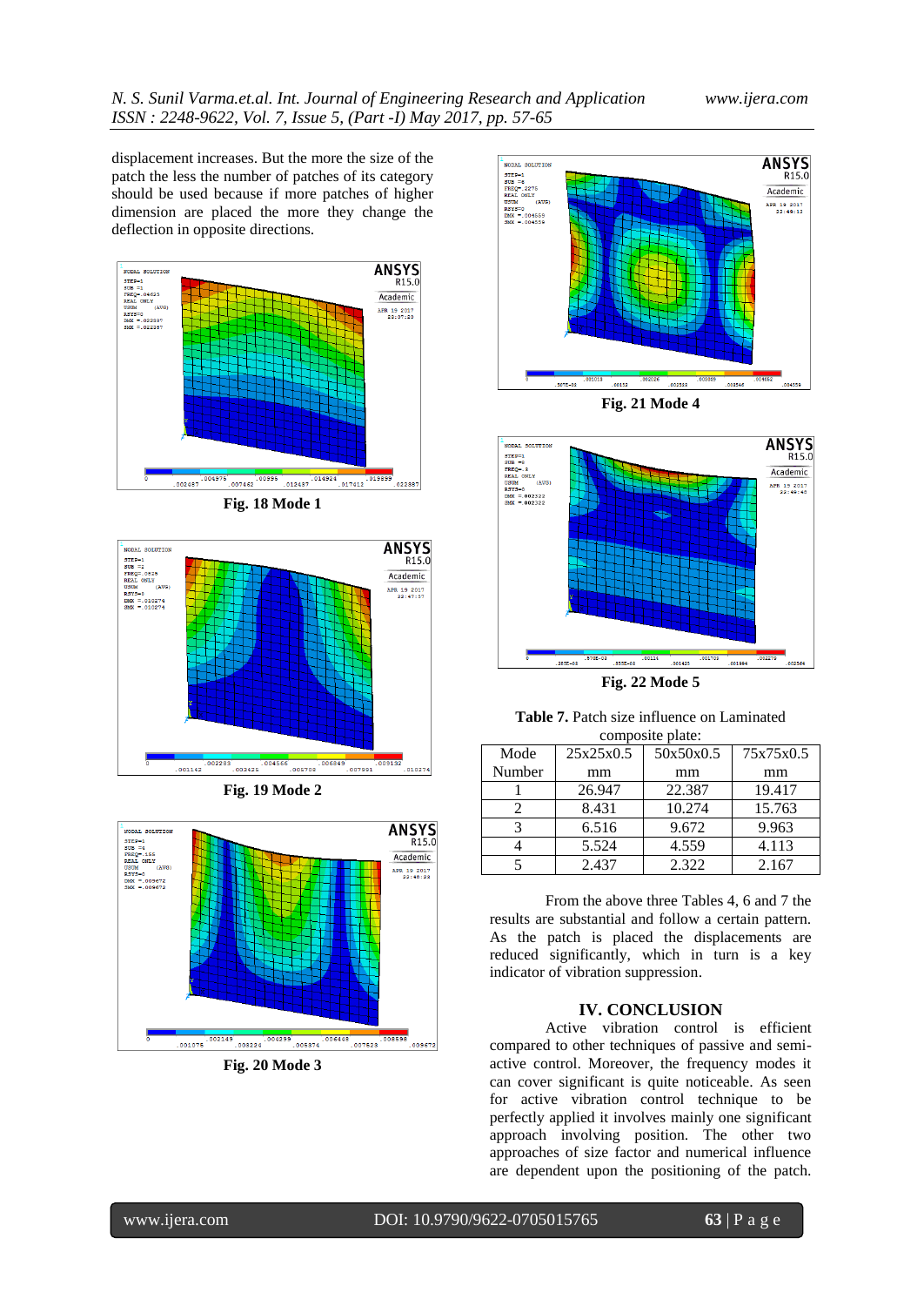displacement increases. But the more the size of the patch the less the number of patches of its category should be used because if more patches of higher dimension are placed the more they change the deflection in opposite directions.

Fig. 18 Mode 1

Fig. 19 Mode 2

Fig. 20 Mode 3

Fig. 21 Mode 4

Fig. 22 Mode 5

**Table 7.** Patch size influence on Laminated composite plate:

| Mode Number | 25x25x0.5 mm | 50x50x0.5 mm | 75x75x0.5 mm |
|---|---|---|---|
| 1 | 26.947 | 22.387 | 19.417 |
| 2 | 8.431 | 10.274 | 15.763 |
| 3 | 6.516 | 9.672 | 9.963 |
| 4 | 5.524 | 4.559 | 4.113 |
| 5 | 2.437 | 2.322 | 2.167 |

From the above three Tables 4, 6 and 7 the results are substantial and follow a certain pattern. As the patch is placed the displacements are reduced significantly, which in turn is a key indicator of vibration suppression.

## IV. CONCLUSION

Active vibration control is efficient compared to other techniques of passive and semi-active control. Moreover, the frequency modes it can cover significant is quite noticeable. As seen for active vibration control technique to be perfectly applied it involves mainly one significant approach involving position. The other two approaches of size factor and numerical influence are dependent upon the positioning of the patch.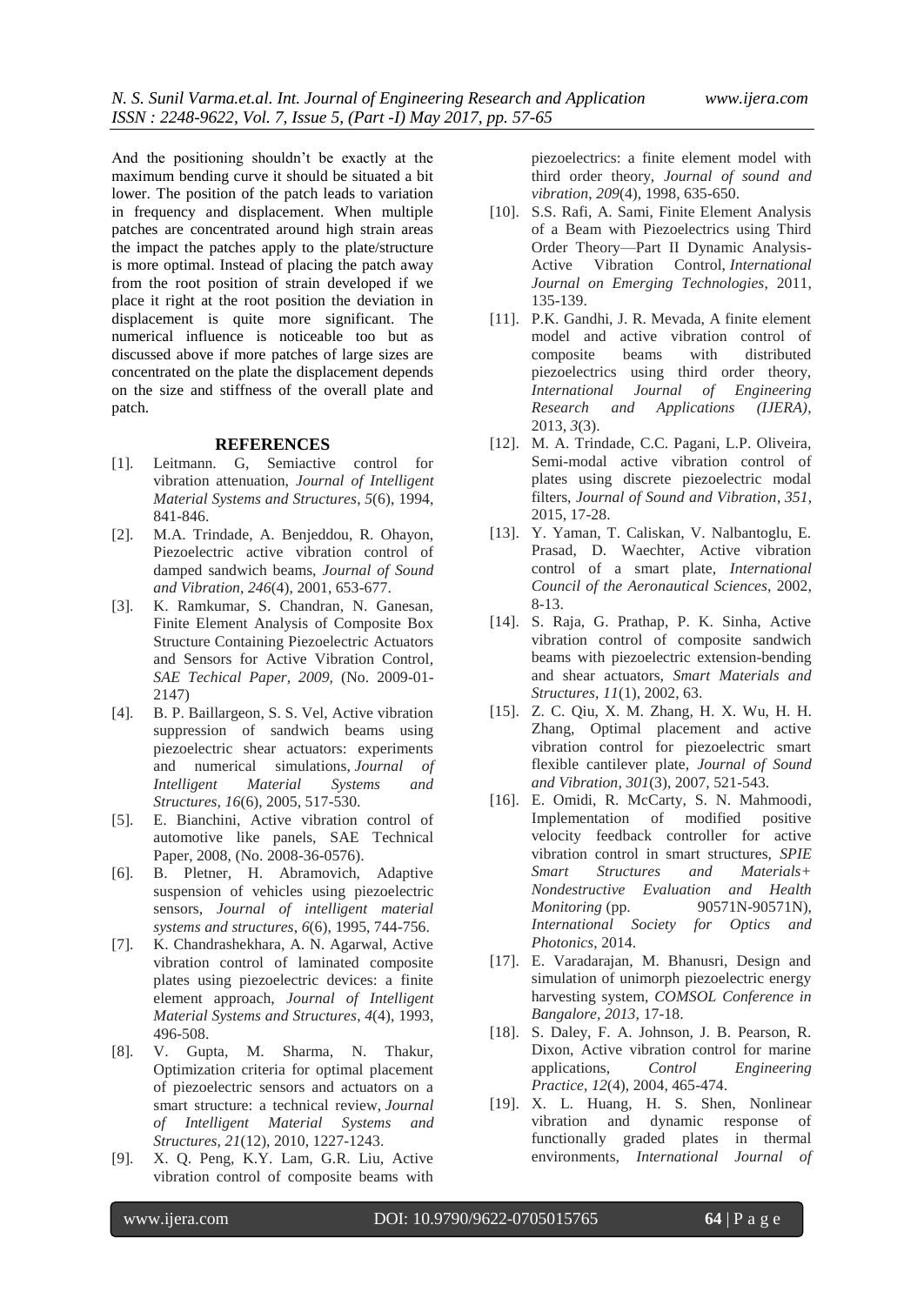And the positioning shouldn't be exactly at the maximum bending curve it should be situated a bit lower. The position of the patch leads to variation in frequency and displacement. When multiple patches are concentrated around high strain areas the impact the patches apply to the plate/structure is more optimal. Instead of placing the patch away from the root position of strain developed if we place it right at the root position the deviation in displacement is quite more significant. The numerical influence is noticeable too but as discussed above if more patches of large sizes are concentrated on the plate the displacement depends on the size and stiffness of the overall plate and patch.

## REFERENCES

[1]. Leitmann. G, Semiactive control for vibration attenuation, *Journal of Intelligent Material Systems and Structures*, *5*(6), 1994, 841-846.

[2]. M.A. Trindade, A. Benjeddou, R. Ohayon, Piezoelectric active vibration control of damped sandwich beams, *Journal of Sound and Vibration*, *246*(4), 2001, 653-677.

[3]. K. Ramkumar, S. Chandran, N. Ganesan, Finite Element Analysis of Composite Box Structure Containing Piezoelectric Actuators and Sensors for Active Vibration Control, *SAE Techical Paper, 2009,* (No. 2009-01-2147)

[4]. B. P. Baillargeon, S. S. Vel, Active vibration suppression of sandwich beams using piezoelectric shear actuators: experiments and numerical simulations, *Journal of Intelligent Material Systems and Structures*, *16*(6), 2005, 517-530.

[5]. E. Bianchini, Active vibration control of automotive like panels, SAE Technical Paper, 2008, (No. 2008-36-0576).

[6]. B. Pletner, H. Abramovich, Adaptive suspension of vehicles using piezoelectric sensors, *Journal of intelligent material systems and structures*, *6*(6), 1995, 744-756.

[7]. K. Chandrashekhara, A. N. Agarwal, Active vibration control of laminated composite plates using piezoelectric devices: a finite element approach, *Journal of Intelligent Material Systems and Structures*, *4*(4), 1993, 496-508.

[8]. V. Gupta, M. Sharma, N. Thakur, Optimization criteria for optimal placement of piezoelectric sensors and actuators on a smart structure: a technical review, *Journal of Intelligent Material Systems and Structures*, *21*(12), 2010, 1227-1243.

[9]. X. Q. Peng, K.Y. Lam, G.R. Liu, Active vibration control of composite beams with piezoelectrics: a finite element model with third order theory, *Journal of sound and vibration*, *209*(4), 1998, 635-650.

[10]. S.S. Rafi, A. Sami, Finite Element Analysis of a Beam with Piezoelectrics using Third Order Theory—Part II Dynamic Analysis-Active Vibration Control, *International Journal on Emerging Technologies*, 2011, 135-139.

[11]. P.K. Gandhi, J. R. Mevada, A finite element model and active vibration control of composite beams with distributed piezoelectrics using third order theory, *International Journal of Engineering Research and Applications (IJERA)*, 2013, *3*(3).

[12]. M. A. Trindade, C.C. Pagani, L.P. Oliveira, Semi-modal active vibration control of plates using discrete piezoelectric modal filters, *Journal of Sound and Vibration*, *351*, 2015, 17-28.

[13]. Y. Yaman, T. Caliskan, V. Nalbantoglu, E. Prasad, D. Waechter, Active vibration control of a smart plate, *International Council of the Aeronautical Sciences*, 2002, 8-13.

[14]. S. Raja, G. Prathap, P. K. Sinha, Active vibration control of composite sandwich beams with piezoelectric extension-bending and shear actuators, *Smart Materials and Structures*, *11*(1), 2002, 63.

[15]. Z. C. Qiu, X. M. Zhang, H. X. Wu, H. H. Zhang, Optimal placement and active vibration control for piezoelectric smart flexible cantilever plate, *Journal of Sound and Vibration*, *301*(3), 2007, 521-543.

[16]. E. Omidi, R. McCarty, S. N. Mahmoodi, Implementation of modified positive velocity feedback controller for active vibration control in smart structures, *SPIE Smart Structures and Materials+ Nondestructive Evaluation and Health Monitoring* (pp. 90571N-90571N), *International Society for Optics and Photonics*, 2014.

[17]. E. Varadarajan, M. Bhanusri, Design and simulation of unimorph piezoelectric energy harvesting system, *COMSOL Conference in Bangalore, 2013,* 17-18.

[18]. S. Daley, F. A. Johnson, J. B. Pearson, R. Dixon, Active vibration control for marine applications, *Control Engineering Practice*, *12*(4), 2004, 465-474.

[19]. X. L. Huang, H. S. Shen, Nonlinear vibration and dynamic response of functionally graded plates in thermal environments, *International Journal of*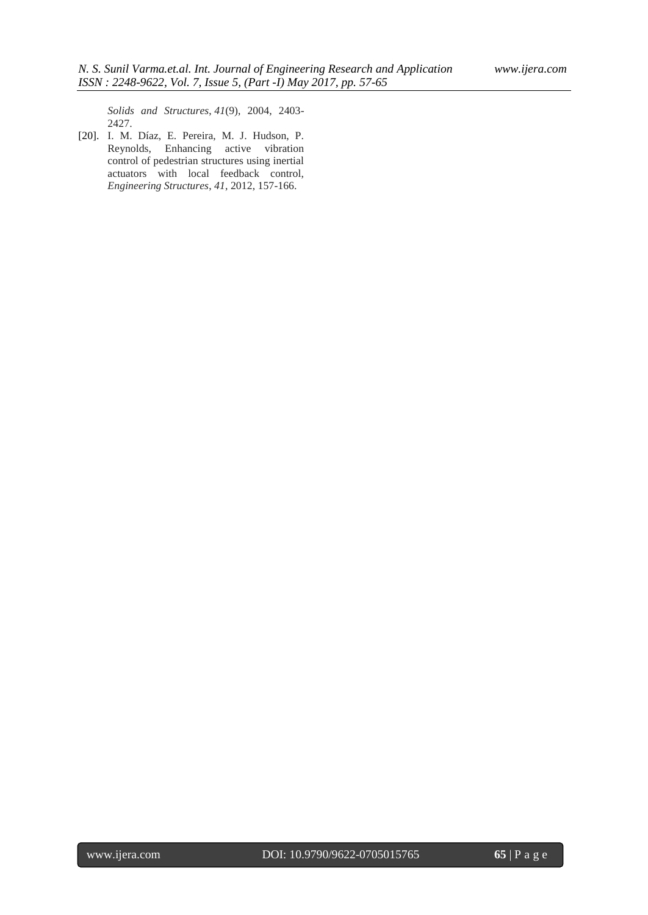*Solids and Structures*, *41*(9), 2004, 2403-2427.

[20]. I. M. Díaz, E. Pereira, M. J. Hudson, P. Reynolds, Enhancing active vibration control of pedestrian structures using inertial actuators with local feedback control, *Engineering Structures*, *41*, 2012, 157-166.